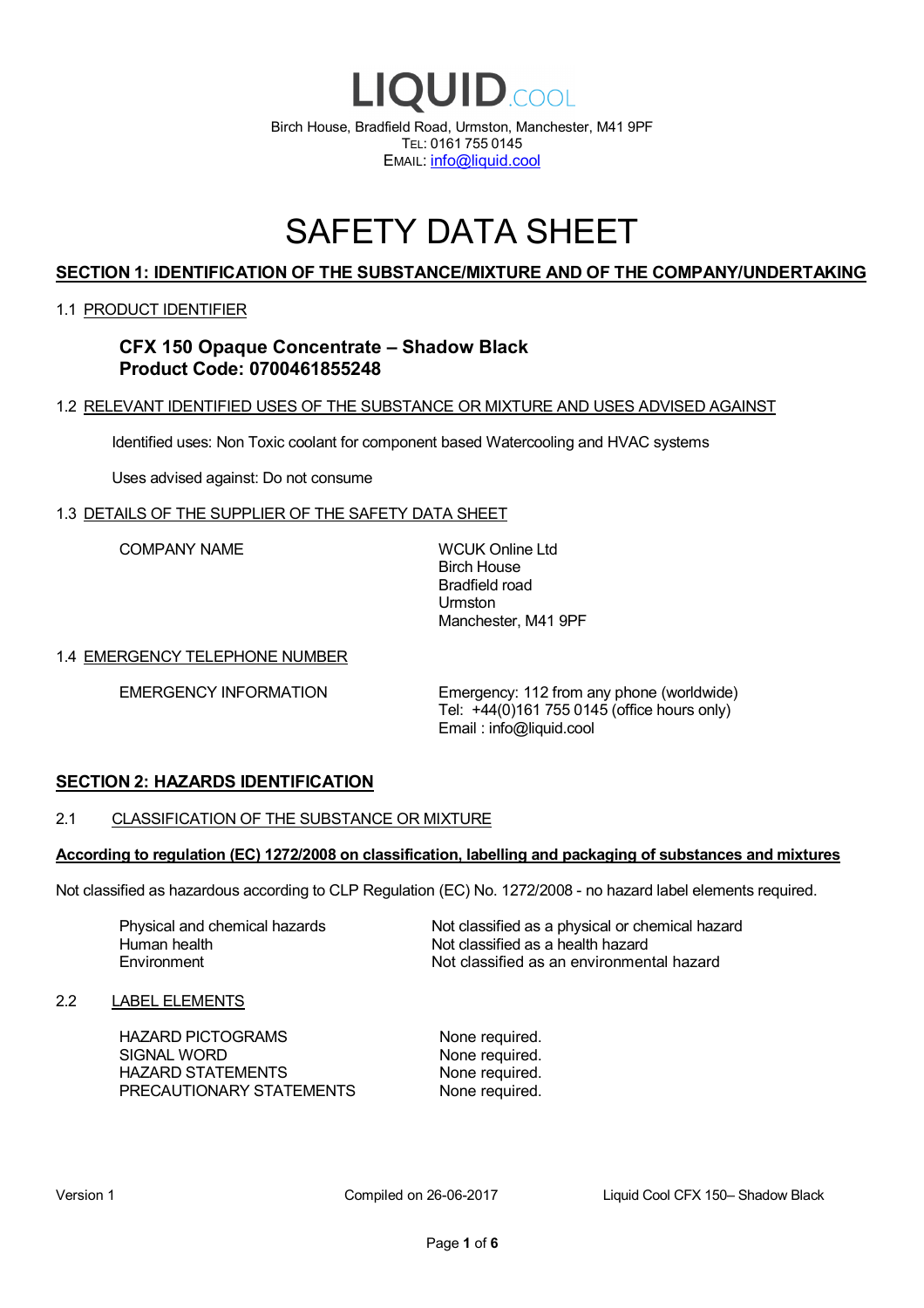# LIQUID.COOL

Birch House, Bradfield Road, Urmston, Manchester, M41 9PF
TEL: 0161 755 0145
EMAIL: info@liquid.cool

# SAFETY DATA SHEET

## SECTION 1: IDENTIFICATION OF THE SUBSTANCE/MIXTURE AND OF THE COMPANY/UNDERTAKING

### 1.1 PRODUCT IDENTIFIER

**CFX 150 Opaque Concentrate – Shadow Black**
**Product Code: 0700461855248**

### 1.2 RELEVANT IDENTIFIED USES OF THE SUBSTANCE OR MIXTURE AND USES ADVISED AGAINST

Identified uses: Non Toxic coolant for component based Watercooling and HVAC systems

Uses advised against: Do not consume

### 1.3 DETAILS OF THE SUPPLIER OF THE SAFETY DATA SHEET

| | |
|---|---|
| COMPANY NAME | WCUK Online Ltd<br>Birch House<br>Bradfield road<br>Urmston<br>Manchester, M41 9PF |

### 1.4 EMERGENCY TELEPHONE NUMBER

| | |
|---|---|
| EMERGENCY INFORMATION | Emergency: 112 from any phone (worldwide)<br>Tel: +44(0)161 755 0145 (office hours only)<br>Email : info@liquid.cool |

## SECTION 2: HAZARDS IDENTIFICATION

### 2.1 CLASSIFICATION OF THE SUBSTANCE OR MIXTURE

**According to regulation (EC) 1272/2008 on classification, labelling and packaging of substances and mixtures**

Not classified as hazardous according to CLP Regulation (EC) No. 1272/2008 - no hazard label elements required.

| | |
|---|---|
| Physical and chemical hazards | Not classified as a physical or chemical hazard |
| Human health | Not classified as a health hazard |
| Environment | Not classified as an environmental hazard |

### 2.2 LABEL ELEMENTS

| | |
|---|---|
| HAZARD PICTOGRAMS | None required. |
| SIGNAL WORD | None required. |
| HAZARD STATEMENTS | None required. |
| PRECAUTIONARY STATEMENTS | None required. |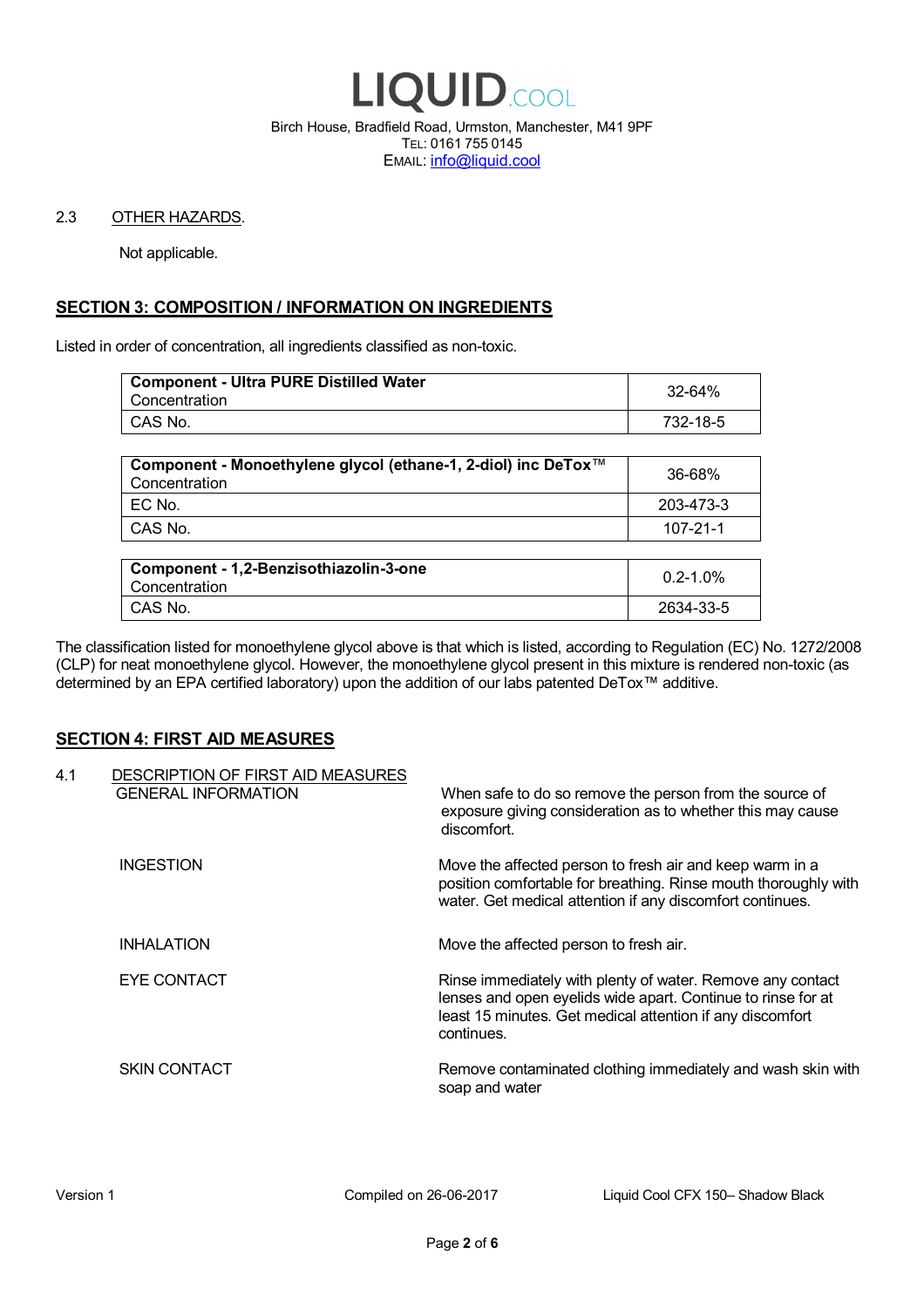2.3 OTHER HAZARDS.

Not applicable.

## SECTION 3: COMPOSITION / INFORMATION ON INGREDIENTS

Listed in order of concentration, all ingredients classified as non-toxic.

| **Component - Ultra PURE Distilled Water**<br>Concentration | 32-64% |
|---|---|
| CAS No. | 732-18-5 |

| **Component - Monoethylene glycol (ethane-1, 2-diol) inc DeTox™**<br>Concentration | 36-68% |
|---|---|
| EC No. | 203-473-3 |
| CAS No. | 107-21-1 |

| **Component - 1,2-Benzisothiazolin-3-one**<br>Concentration | 0.2-1.0% |
|---|---|
| CAS No. | 2634-33-5 |

The classification listed for monoethylene glycol above is that which is listed, according to Regulation (EC) No. 1272/2008 (CLP) for neat monoethylene glycol. However, the monoethylene glycol present in this mixture is rendered non-toxic (as determined by an EPA certified laboratory) upon the addition of our labs patented DeTox™ additive.

## SECTION 4: FIRST AID MEASURES

4.1 DESCRIPTION OF FIRST AID MEASURES

GENERAL INFORMATION
: When safe to do so remove the person from the source of exposure giving consideration as to whether this may cause discomfort.

INGESTION
: Move the affected person to fresh air and keep warm in a position comfortable for breathing. Rinse mouth thoroughly with water. Get medical attention if any discomfort continues.

INHALATION
: Move the affected person to fresh air.

EYE CONTACT
: Rinse immediately with plenty of water. Remove any contact lenses and open eyelids wide apart. Continue to rinse for at least 15 minutes. Get medical attention if any discomfort continues.

SKIN CONTACT
: Remove contaminated clothing immediately and wash skin with soap and water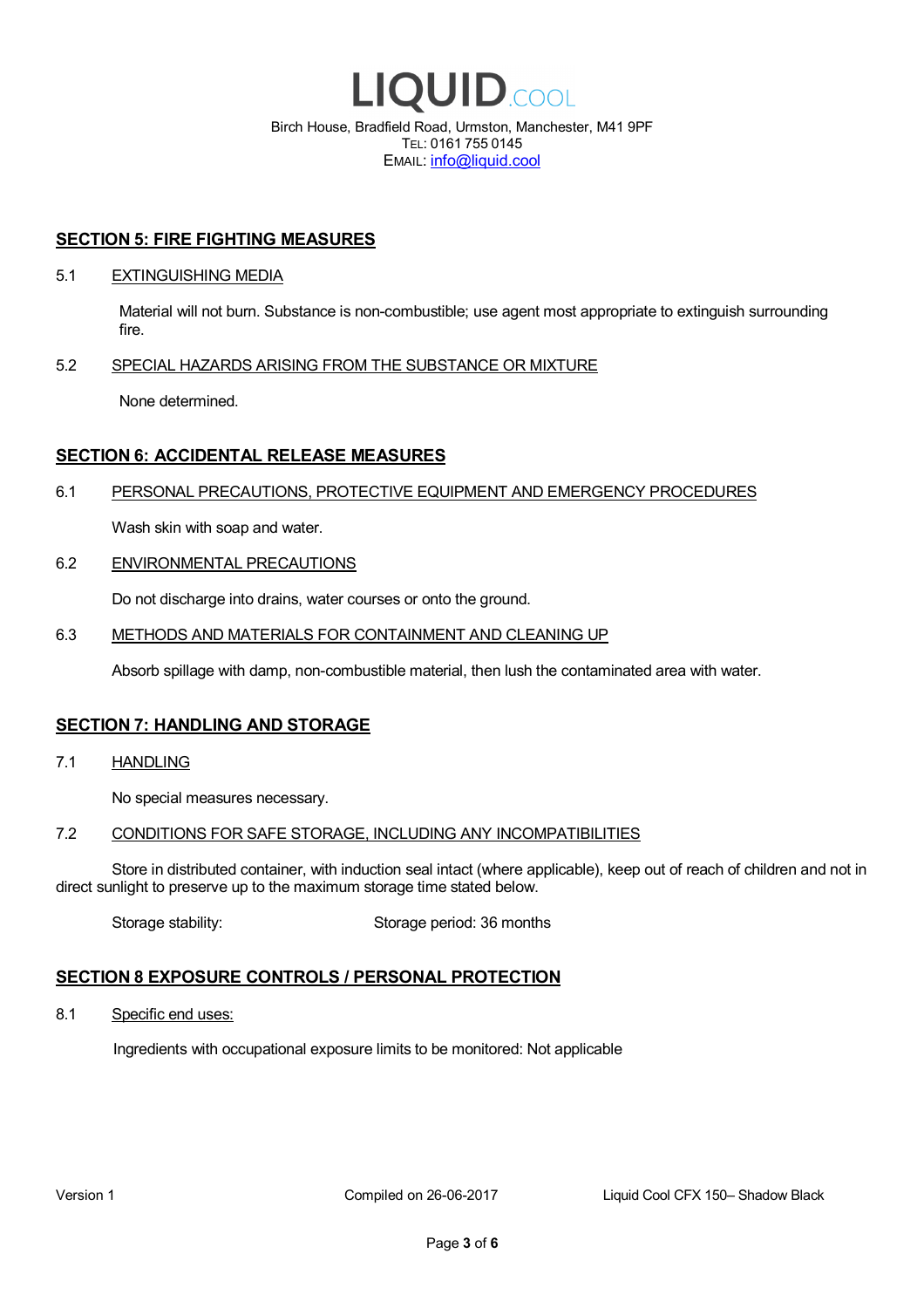## SECTION 5: FIRE FIGHTING MEASURES

### 5.1 EXTINGUISHING MEDIA

Material will not burn. Substance is non-combustible; use agent most appropriate to extinguish surrounding fire.

### 5.2 SPECIAL HAZARDS ARISING FROM THE SUBSTANCE OR MIXTURE

None determined.

## SECTION 6: ACCIDENTAL RELEASE MEASURES

### 6.1 PERSONAL PRECAUTIONS, PROTECTIVE EQUIPMENT AND EMERGENCY PROCEDURES

Wash skin with soap and water.

### 6.2 ENVIRONMENTAL PRECAUTIONS

Do not discharge into drains, water courses or onto the ground.

### 6.3 METHODS AND MATERIALS FOR CONTAINMENT AND CLEANING UP

Absorb spillage with damp, non-combustible material, then lush the contaminated area with water.

## SECTION 7: HANDLING AND STORAGE

### 7.1 HANDLING

No special measures necessary.

### 7.2 CONDITIONS FOR SAFE STORAGE, INCLUDING ANY INCOMPATIBILITIES

Store in distributed container, with induction seal intact (where applicable), keep out of reach of children and not in direct sunlight to preserve up to the maximum storage time stated below.

Storage stability: Storage period: 36 months

## SECTION 8 EXPOSURE CONTROLS / PERSONAL PROTECTION

### 8.1 Specific end uses:

Ingredients with occupational exposure limits to be monitored: Not applicable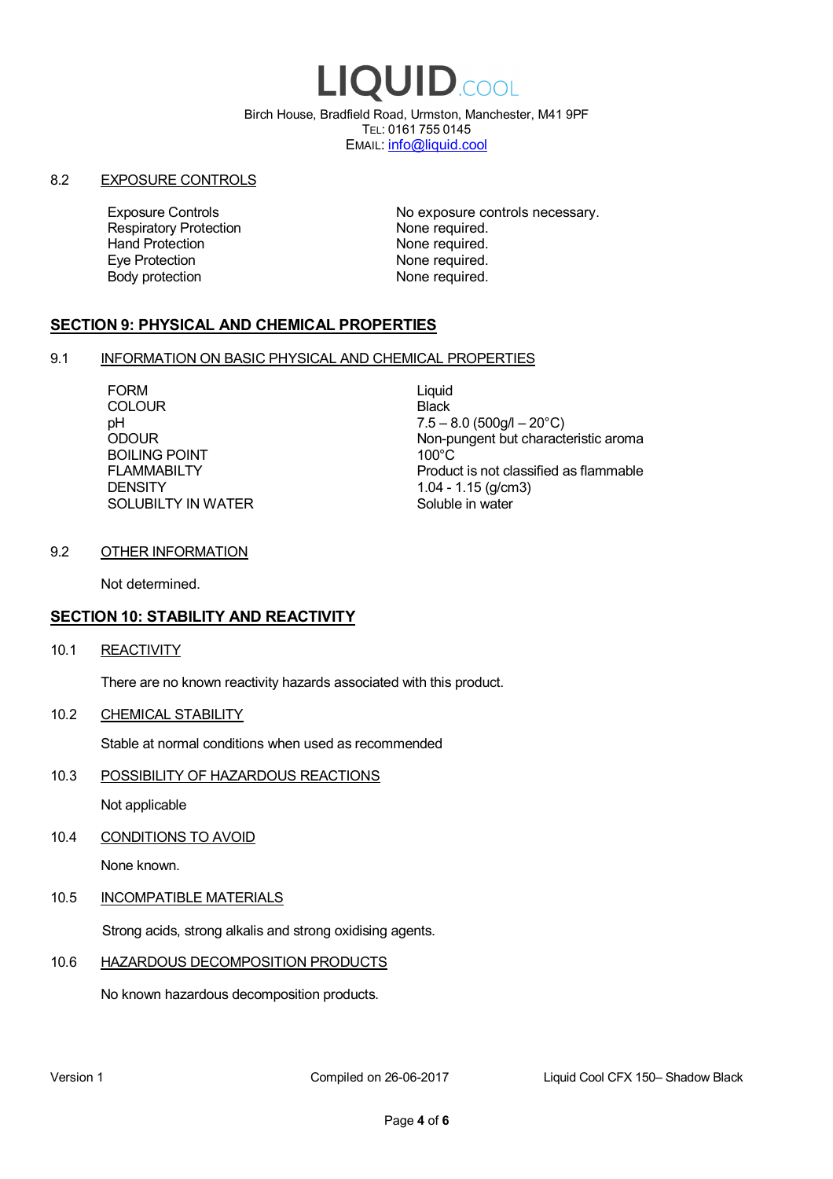# LIQUID.COOL

Birch House, Bradfield Road, Urmston, Manchester, M41 9PF
TEL: 0161 755 0145
EMAIL: info@liquid.cool

### 8.2 EXPOSURE CONTROLS

| | |
|---|---|
| Exposure Controls | No exposure controls necessary. |
| Respiratory Protection | None required. |
| Hand Protection | None required. |
| Eye Protection | None required. |
| Body protection | None required. |

## SECTION 9: PHYSICAL AND CHEMICAL PROPERTIES

### 9.1 INFORMATION ON BASIC PHYSICAL AND CHEMICAL PROPERTIES

| | |
|---|---|
| FORM | Liquid |
| COLOUR | Black |
| pH | 7.5 – 8.0 (500g/l – 20°C) |
| ODOUR | Non-pungent but characteristic aroma |
| BOILING POINT | 100°C |
| FLAMMABILTY | Product is not classified as flammable |
| DENSITY | 1.04 - 1.15 (g/cm3) |
| SOLUBILTY IN WATER | Soluble in water |

### 9.2 OTHER INFORMATION

Not determined.

## SECTION 10: STABILITY AND REACTIVITY

### 10.1 REACTIVITY

There are no known reactivity hazards associated with this product.

### 10.2 CHEMICAL STABILITY

Stable at normal conditions when used as recommended

### 10.3 POSSIBILITY OF HAZARDOUS REACTIONS

Not applicable

### 10.4 CONDITIONS TO AVOID

None known.

### 10.5 INCOMPATIBLE MATERIALS

Strong acids, strong alkalis and strong oxidising agents.

### 10.6 HAZARDOUS DECOMPOSITION PRODUCTS

No known hazardous decomposition products.

Version 1 — Compiled on 26-06-2017 — Liquid Cool CFX 150– Shadow Black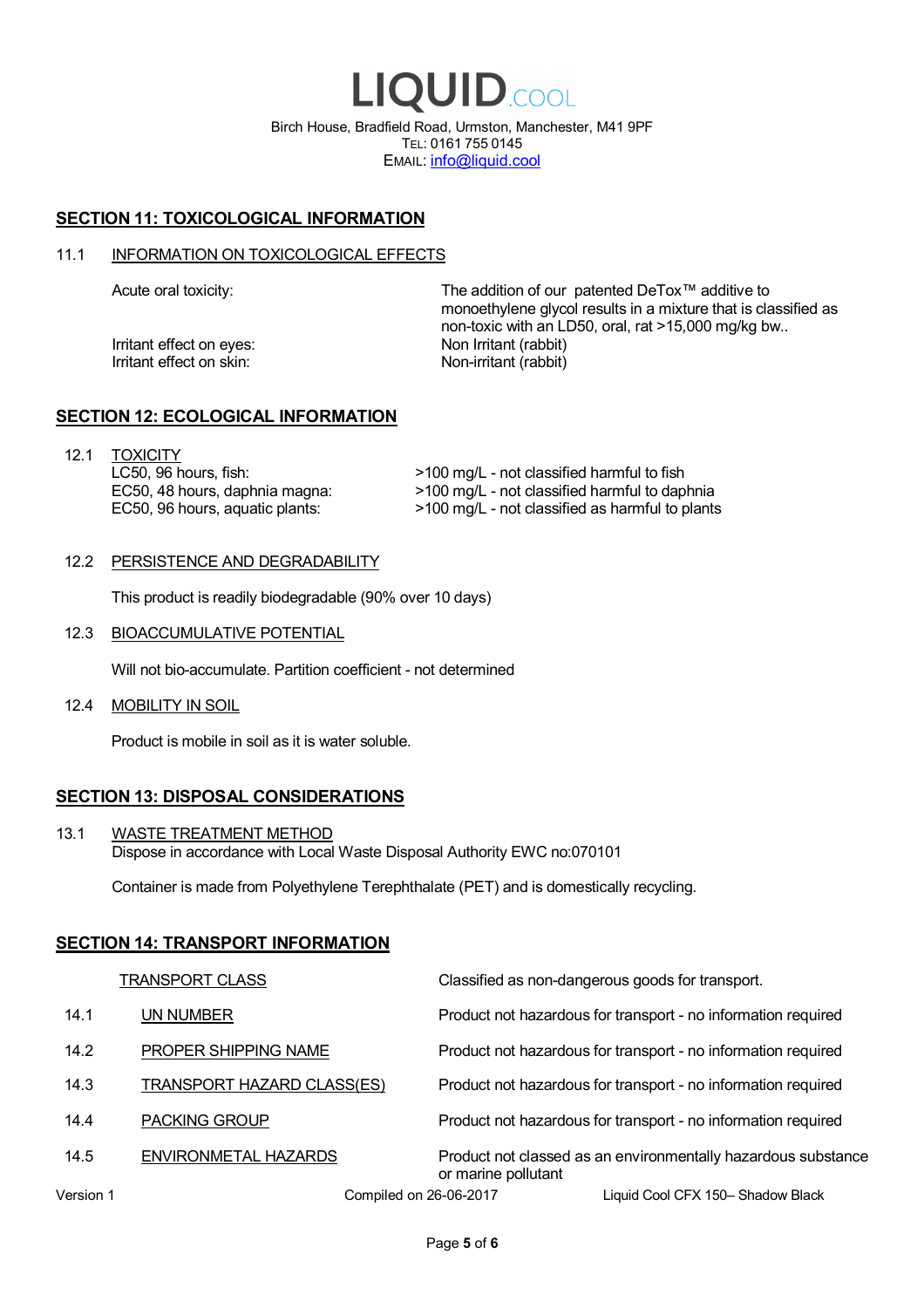## SECTION 11: TOXICOLOGICAL INFORMATION

11.1 INFORMATION ON TOXICOLOGICAL EFFECTS

| | |
|---|---|
| Acute oral toxicity: | The addition of our patented DeTox™ additive to monoethylene glycol results in a mixture that is classified as non-toxic with an LD50, oral, rat >15,000 mg/kg bw.. |
| Irritant effect on eyes: | Non Irritant (rabbit) |
| Irritant effect on skin: | Non-irritant (rabbit) |

## SECTION 12: ECOLOGICAL INFORMATION

12.1 TOXICITY

| | |
|---|---|
| LC50, 96 hours, fish: | >100 mg/L - not classified harmful to fish |
| EC50, 48 hours, daphnia magna: | >100 mg/L - not classified harmful to daphnia |
| EC50, 96 hours, aquatic plants: | >100 mg/L - not classified as harmful to plants |

12.2 PERSISTENCE AND DEGRADABILITY

This product is readily biodegradable (90% over 10 days)

12.3 BIOACCUMULATIVE POTENTIAL

Will not bio-accumulate. Partition coefficient - not determined

12.4 MOBILITY IN SOIL

Product is mobile in soil as it is water soluble.

## SECTION 13: DISPOSAL CONSIDERATIONS

13.1 WASTE TREATMENT METHOD

Dispose in accordance with Local Waste Disposal Authority EWC no:070101

Container is made from Polyethylene Terephthalate (PET) and is domestically recycling.

## SECTION 14: TRANSPORT INFORMATION

| | | |
|---|---|---|
| | TRANSPORT CLASS | Classified as non-dangerous goods for transport. |
| 14.1 | UN NUMBER | Product not hazardous for transport - no information required |
| 14.2 | PROPER SHIPPING NAME | Product not hazardous for transport - no information required |
| 14.3 | TRANSPORT HAZARD CLASS(ES) | Product not hazardous for transport - no information required |
| 14.4 | PACKING GROUP | Product not hazardous for transport - no information required |
| 14.5 | ENVIRONMETAL HAZARDS | Product not classed as an environmentally hazardous substance or marine pollutant |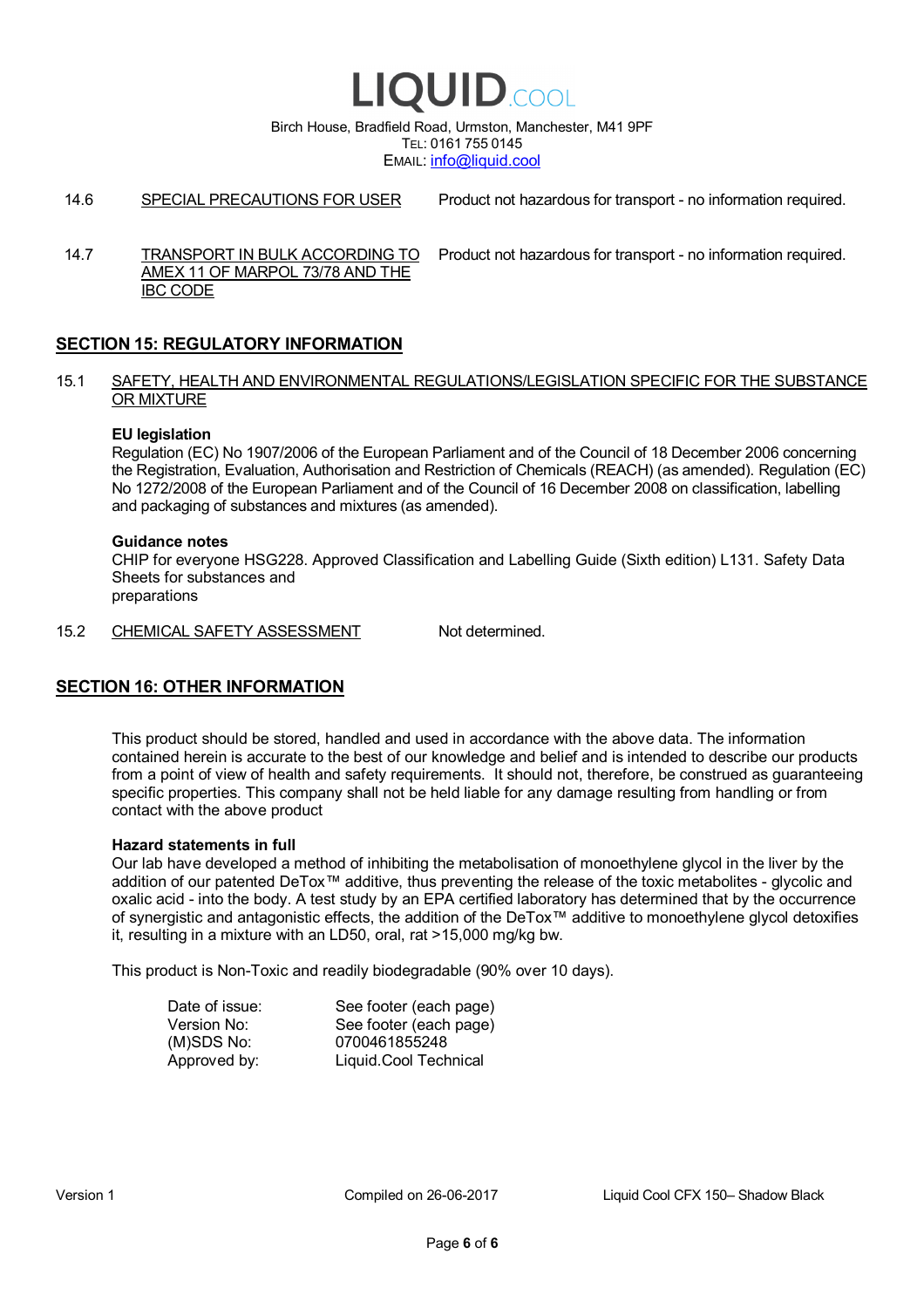| | | |
|---|---|---|
| 14.6 | SPECIAL PRECAUTIONS FOR USER | Product not hazardous for transport - no information required. |
| 14.7 | TRANSPORT IN BULK ACCORDING TO AMEX 11 OF MARPOL 73/78 AND THE IBC CODE | Product not hazardous for transport - no information required. |

## SECTION 15: REGULATORY INFORMATION

15.1 SAFETY, HEALTH AND ENVIRONMENTAL REGULATIONS/LEGISLATION SPECIFIC FOR THE SUBSTANCE OR MIXTURE

**EU legislation**

Regulation (EC) No 1907/2006 of the European Parliament and of the Council of 18 December 2006 concerning the Registration, Evaluation, Authorisation and Restriction of Chemicals (REACH) (as amended). Regulation (EC) No 1272/2008 of the European Parliament and of the Council of 16 December 2008 on classification, labelling and packaging of substances and mixtures (as amended).

**Guidance notes**

CHIP for everyone HSG228. Approved Classification and Labelling Guide (Sixth edition) L131. Safety Data Sheets for substances and preparations

15.2 CHEMICAL SAFETY ASSESSMENT — Not determined.

## SECTION 16: OTHER INFORMATION

This product should be stored, handled and used in accordance with the above data. The information contained herein is accurate to the best of our knowledge and belief and is intended to describe our products from a point of view of health and safety requirements. It should not, therefore, be construed as guaranteeing specific properties. This company shall not be held liable for any damage resulting from handling or from contact with the above product

**Hazard statements in full**

Our lab have developed a method of inhibiting the metabolisation of monoethylene glycol in the liver by the addition of our patented DeTox™ additive, thus preventing the release of the toxic metabolites - glycolic and oxalic acid - into the body. A test study by an EPA certified laboratory has determined that by the occurrence of synergistic and antagonistic effects, the addition of the DeTox™ additive to monoethylene glycol detoxifies it, resulting in a mixture with an LD50, oral, rat >15,000 mg/kg bw.

This product is Non-Toxic and readily biodegradable (90% over 10 days).

| | |
|---|---|
| Date of issue: | See footer (each page) |
| Version No: | See footer (each page) |
| (M)SDS No: | 0700461855248 |
| Approved by: | Liquid.Cool Technical |